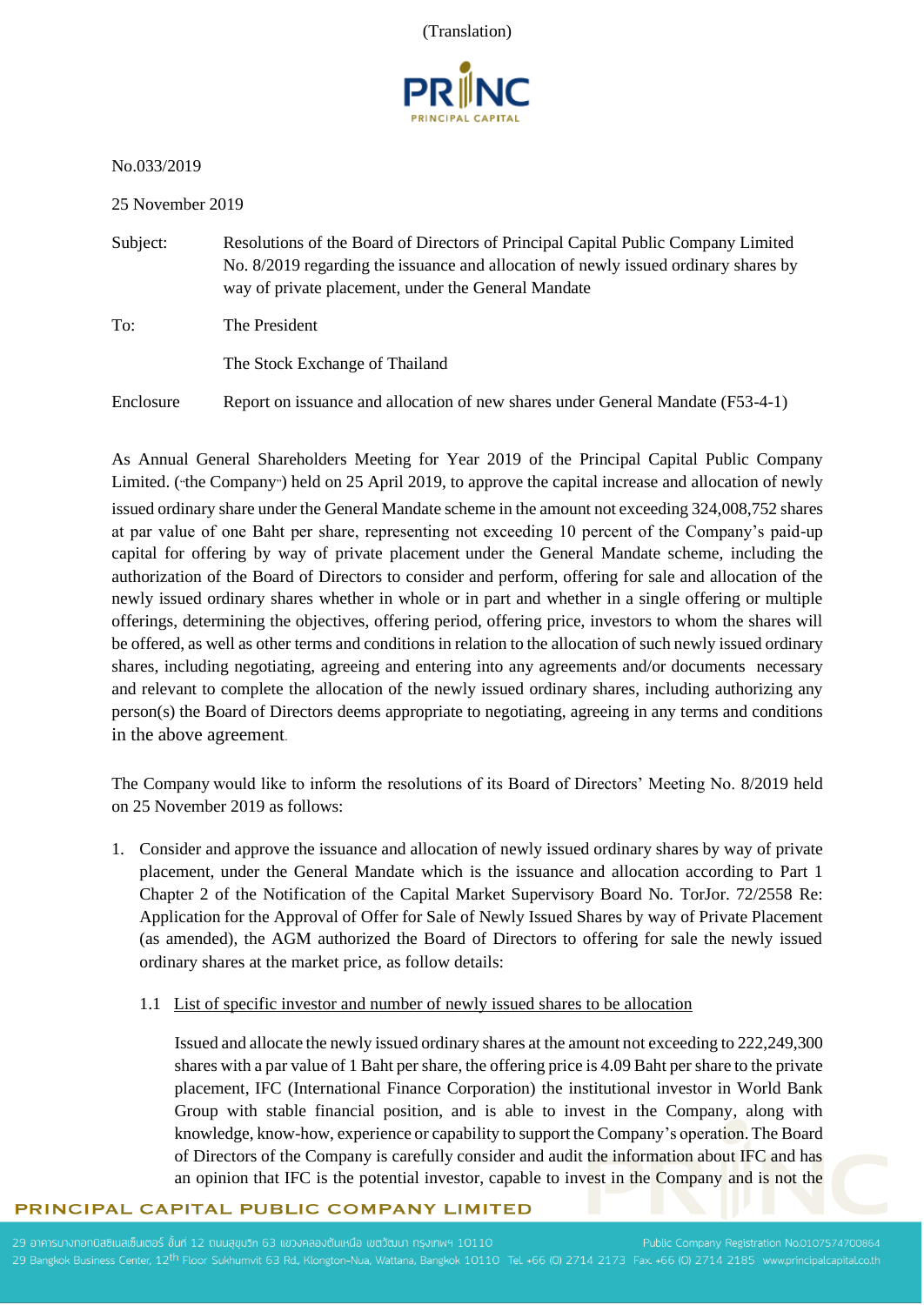(Translation)

No.033/2019

25 November 2019

Subject: Resolutions of the Board of Directors of Principal Capital Public Company Limited No. 8/2019 regarding the issuance and allocation of newly issued ordinary shares by way of private placement, under the General Mandate

To: The President

The Stock Exchange of Thailand

Enclosure Report on issuance and allocation of new shares under General Mandate (F53-4-1)

As Annual General Shareholders Meeting for Year 2019 of the Principal Capital Public Company Limited. ("the Company") held on 25 April 2019, to approve the capital increase and allocation of newly issued ordinary share under the General Mandate scheme in the amount not exceeding 324,008,752 shares at par value of one Baht per share, representing not exceeding 10 percent of the Company's paid-up capital for offering by way of private placement under the General Mandate scheme, including the authorization of the Board of Directors to consider and perform, offering for sale and allocation of the newly issued ordinary shares whether in whole or in part and whether in a single offering or multiple offerings, determining the objectives, offering period, offering price, investors to whom the shares will be offered, as well as other terms and conditions in relation to the allocation of such newly issued ordinary shares, including negotiating, agreeing and entering into any agreements and/or documents necessary and relevant to complete the allocation of the newly issued ordinary shares, including authorizing any person(s) the Board of Directors deems appropriate to negotiating, agreeing in any terms and conditions in the above agreement.

The Company would like to inform the resolutions of its Board of Directors' Meeting No. 8/2019 held on 25 November 2019 as follows:

1. Consider and approve the issuance and allocation of newly issued ordinary shares by way of private placement, under the General Mandate which is the issuance and allocation according to Part 1 Chapter 2 of the Notification of the Capital Market Supervisory Board No. TorJor. 72/2558 Re: Application for the Approval of Offer for Sale of Newly Issued Shares by way of Private Placement (as amended), the AGM authorized the Board of Directors to offering for sale the newly issued ordinary shares at the market price, as follow details:

   1.1 List of specific investor and number of newly issued shares to be allocation

   Issued and allocate the newly issued ordinary shares at the amount not exceeding to 222,249,300 shares with a par value of 1 Baht per share, the offering price is 4.09 Baht per share to the private placement, IFC (International Finance Corporation) the institutional investor in World Bank Group with stable financial position, and is able to invest in the Company, along with knowledge, know-how, experience or capability to support the Company's operation. The Board of Directors of the Company is carefully consider and audit the information about IFC and has an opinion that IFC is the potential investor, capable to invest in the Company and is not the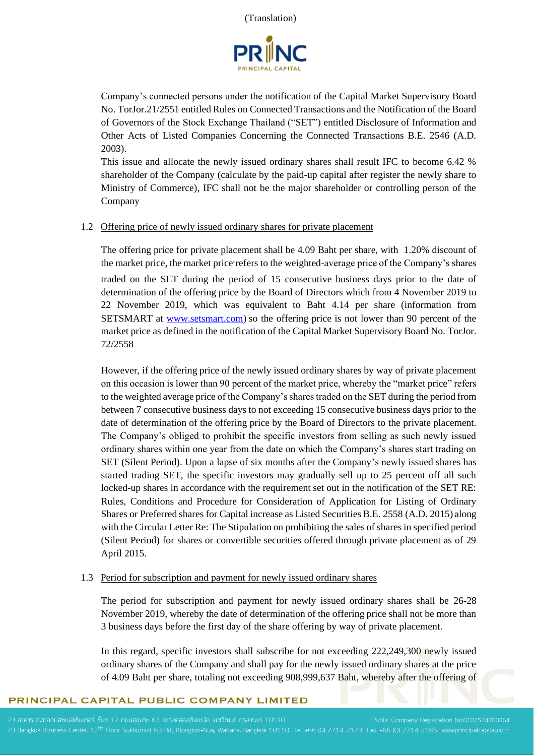Company's connected persons under the notification of the Capital Market Supervisory Board No. TorJor.21/2551 entitled Rules on Connected Transactions and the Notification of the Board of Governors of the Stock Exchange Thailand ("SET") entitled Disclosure of Information and Other Acts of Listed Companies Concerning the Connected Transactions B.E. 2546 (A.D. 2003).

This issue and allocate the newly issued ordinary shares shall result IFC to become 6.42 % shareholder of the Company (calculate by the paid-up capital after register the newly share to Ministry of Commerce), IFC shall not be the major shareholder or controlling person of the Company

1.2 Offering price of newly issued ordinary shares for private placement

The offering price for private placement shall be 4.09 Baht per share, with 1.20% discount of the market price, the market price refers to the weighted-average price of the Company's shares traded on the SET during the period of 15 consecutive business days prior to the date of determination of the offering price by the Board of Directors which from 4 November 2019 to 22 November 2019, which was equivalent to Baht 4.14 per share (information from SETSMART at www.setsmart.com) so the offering price is not lower than 90 percent of the market price as defined in the notification of the Capital Market Supervisory Board No. TorJor. 72/2558

However, if the offering price of the newly issued ordinary shares by way of private placement on this occasion is lower than 90 percent of the market price, whereby the "market price" refers to the weighted average price of the Company's shares traded on the SET during the period from between 7 consecutive business days to not exceeding 15 consecutive business days prior to the date of determination of the offering price by the Board of Directors to the private placement. The Company's obliged to prohibit the specific investors from selling as such newly issued ordinary shares within one year from the date on which the Company's shares start trading on SET (Silent Period). Upon a lapse of six months after the Company's newly issued shares has started trading SET, the specific investors may gradually sell up to 25 percent off all such locked-up shares in accordance with the requirement set out in the notification of the SET RE: Rules, Conditions and Procedure for Consideration of Application for Listing of Ordinary Shares or Preferred shares for Capital increase as Listed Securities B.E. 2558 (A.D. 2015) along with the Circular Letter Re: The Stipulation on prohibiting the sales of shares in specified period (Silent Period) for shares or convertible securities offered through private placement as of 29 April 2015.

1.3 Period for subscription and payment for newly issued ordinary shares

The period for subscription and payment for newly issued ordinary shares shall be 26-28 November 2019, whereby the date of determination of the offering price shall not be more than 3 business days before the first day of the share offering by way of private placement.

In this regard, specific investors shall subscribe for not exceeding 222,249,300 newly issued ordinary shares of the Company and shall pay for the newly issued ordinary shares at the price of 4.09 Baht per share, totaling not exceeding 908,999,637 Baht, whereby after the offering of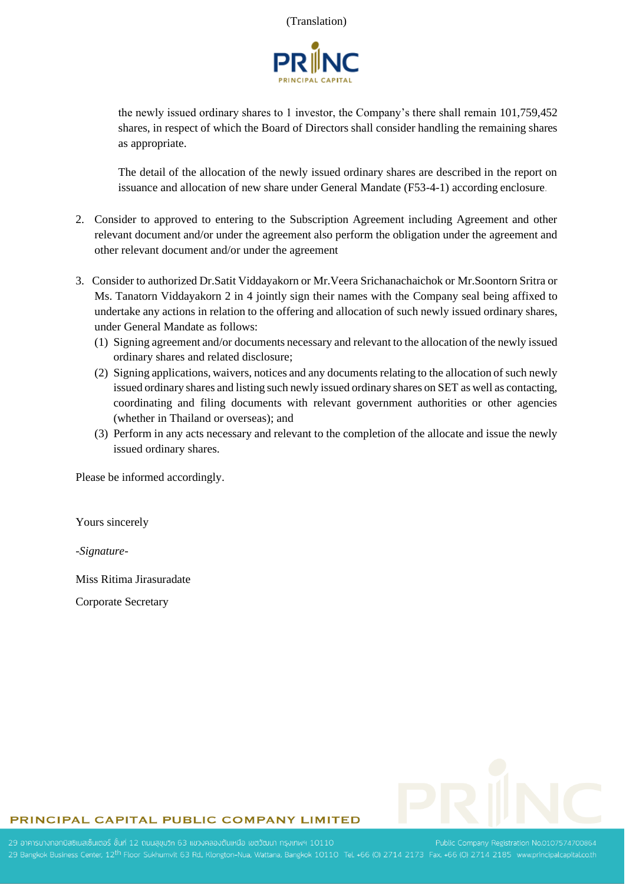(Translation)

the newly issued ordinary shares to 1 investor, the Company's there shall remain 101,759,452 shares, in respect of which the Board of Directors shall consider handling the remaining shares as appropriate.

The detail of the allocation of the newly issued ordinary shares are described in the report on issuance and allocation of new share under General Mandate (F53-4-1) according enclosure.

2. Consider to approved to entering to the Subscription Agreement including Agreement and other relevant document and/or under the agreement also perform the obligation under the agreement and other relevant document and/or under the agreement

3. Consider to authorized Dr.Satit Viddayakorn or Mr.Veera Srichanachaichok or Mr.Soontorn Sritra or Ms. Tanatorn Viddayakorn 2 in 4 jointly sign their names with the Company seal being affixed to undertake any actions in relation to the offering and allocation of such newly issued ordinary shares, under General Mandate as follows:
   (1) Signing agreement and/or documents necessary and relevant to the allocation of the newly issued ordinary shares and related disclosure;
   (2) Signing applications, waivers, notices and any documents relating to the allocation of such newly issued ordinary shares and listing such newly issued ordinary shares on SET as well as contacting, coordinating and filing documents with relevant government authorities or other agencies (whether in Thailand or overseas); and
   (3) Perform in any acts necessary and relevant to the completion of the allocate and issue the newly issued ordinary shares.

Please be informed accordingly.

Yours sincerely

*-Signature-*

Miss Ritima Jirasuradate

Corporate Secretary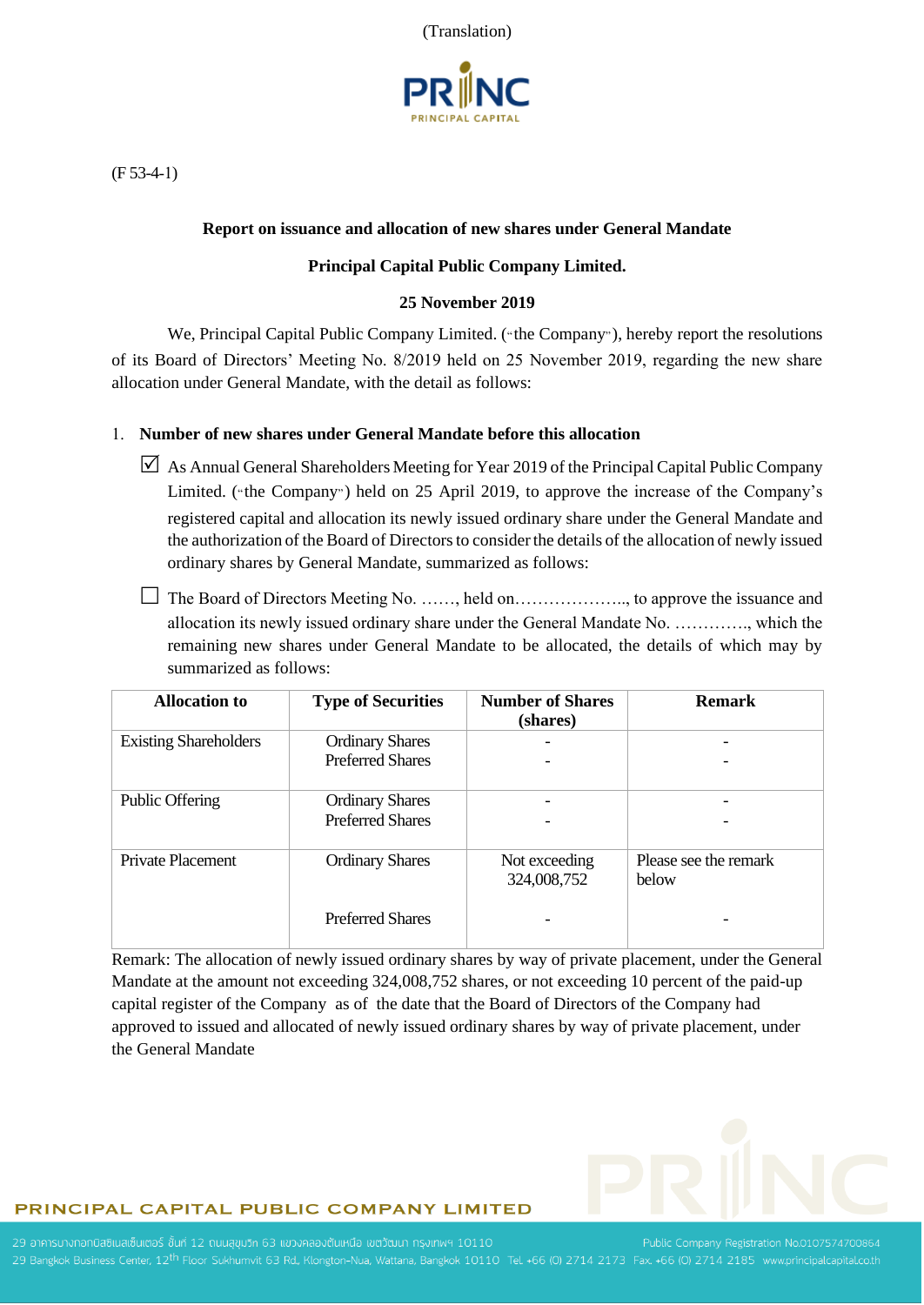(Translation)

(F 53-4-1)

**Report on issuance and allocation of new shares under General Mandate**

**Principal Capital Public Company Limited.**

**25 November 2019**

We, Principal Capital Public Company Limited. ("the Company"), hereby report the resolutions of its Board of Directors' Meeting No. 8/2019 held on 25 November 2019, regarding the new share allocation under General Mandate, with the detail as follows:

1. **Number of new shares under General Mandate before this allocation**

☑ As Annual General Shareholders Meeting for Year 2019 of the Principal Capital Public Company Limited. ("the Company") held on 25 April 2019, to approve the increase of the Company's registered capital and allocation its newly issued ordinary share under the General Mandate and the authorization of the Board of Directors to consider the details of the allocation of newly issued ordinary shares by General Mandate, summarized as follows:

☐ The Board of Directors Meeting No. ……, held on……………….., to approve the issuance and allocation its newly issued ordinary share under the General Mandate No. …………., which the remaining new shares under General Mandate to be allocated, the details of which may by summarized as follows:

| Allocation to | Type of Securities | Number of Shares (shares) | Remark |
|---|---|---|---|
| Existing Shareholders | Ordinary Shares<br>Preferred Shares | -<br>- | -<br>- |
| Public Offering | Ordinary Shares<br>Preferred Shares | -<br>- | -<br>- |
| Private Placement | Ordinary Shares | Not exceeding 324,008,752 | Please see the remark below |
| | Preferred Shares | - | - |

Remark: The allocation of newly issued ordinary shares by way of private placement, under the General Mandate at the amount not exceeding 324,008,752 shares, or not exceeding 10 percent of the paid-up capital register of the Company as of the date that the Board of Directors of the Company had approved to issued and allocated of newly issued ordinary shares by way of private placement, under the General Mandate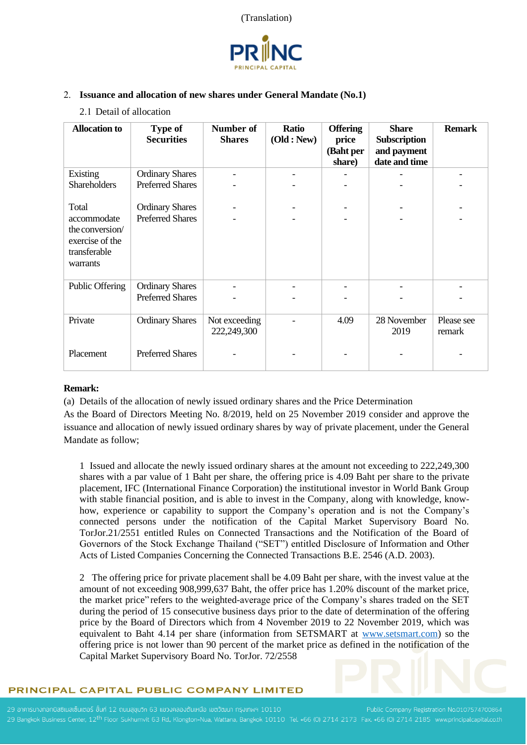(Translation)

2. **Issuance and allocation of new shares under General Mandate (No.1)**

2.1 Detail of allocation

| Allocation to | Type of Securities | Number of Shares | Ratio (Old : New) | Offering price (Baht per share) | Share Subscription and payment date and time | Remark |
|---|---|---|---|---|---|---|
| Existing Shareholders | Ordinary Shares<br>Preferred Shares | -<br>- | -<br>- | -<br>- | -<br>- | -<br>- |
| Total accommodate the conversion/ exercise of the transferable warrants | Ordinary Shares<br>Preferred Shares | -<br>- | -<br>- | -<br>- | -<br>- | -<br>- |
| Public Offering | Ordinary Shares<br>Preferred Shares | -<br>- | -<br>- | -<br>- | -<br>- | -<br>- |
| Private | Ordinary Shares | Not exceeding 222,249,300 | - | 4.09 | 28 November 2019 | Please see remark |
| Placement | Preferred Shares | - | - | - | - | - |

**Remark:**

(a) Details of the allocation of newly issued ordinary shares and the Price Determination

As the Board of Directors Meeting No. 8/2019, held on 25 November 2019 consider and approve the issuance and allocation of newly issued ordinary shares by way of private placement, under the General Mandate as follow;

1 Issued and allocate the newly issued ordinary shares at the amount not exceeding to 222,249,300 shares with a par value of 1 Baht per share, the offering price is 4.09 Baht per share to the private placement, IFC (International Finance Corporation) the institutional investor in World Bank Group with stable financial position, and is able to invest in the Company, along with knowledge, know-how, experience or capability to support the Company's operation and is not the Company's connected persons under the notification of the Capital Market Supervisory Board No. TorJor.21/2551 entitled Rules on Connected Transactions and the Notification of the Board of Governors of the Stock Exchange Thailand ("SET") entitled Disclosure of Information and Other Acts of Listed Companies Concerning the Connected Transactions B.E. 2546 (A.D. 2003).

2 The offering price for private placement shall be 4.09 Baht per share, with the invest value at the amount of not exceeding 908,999,637 Baht, the offer price has 1.20% discount of the market price, the market price" refers to the weighted-average price of the Company's shares traded on the SET during the period of 15 consecutive business days prior to the date of determination of the offering price by the Board of Directors which from 4 November 2019 to 22 November 2019, which was equivalent to Baht 4.14 per share (information from SETSMART at www.setsmart.com) so the offering price is not lower than 90 percent of the market price as defined in the notification of the Capital Market Supervisory Board No. TorJor. 72/2558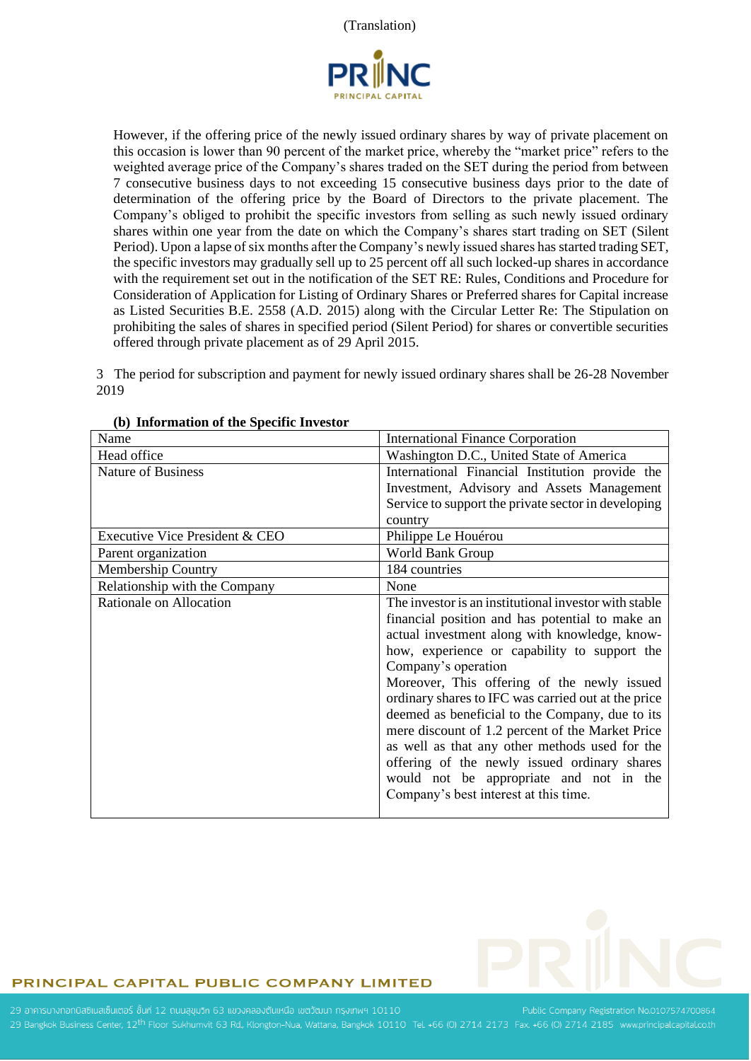(Translation)

However, if the offering price of the newly issued ordinary shares by way of private placement on this occasion is lower than 90 percent of the market price, whereby the "market price" refers to the weighted average price of the Company's shares traded on the SET during the period from between 7 consecutive business days to not exceeding 15 consecutive business days prior to the date of determination of the offering price by the Board of Directors to the private placement. The Company's obliged to prohibit the specific investors from selling as such newly issued ordinary shares within one year from the date on which the Company's shares start trading on SET (Silent Period). Upon a lapse of six months after the Company's newly issued shares has started trading SET, the specific investors may gradually sell up to 25 percent off all such locked-up shares in accordance with the requirement set out in the notification of the SET RE: Rules, Conditions and Procedure for Consideration of Application for Listing of Ordinary Shares or Preferred shares for Capital increase as Listed Securities B.E. 2558 (A.D. 2015) along with the Circular Letter Re: The Stipulation on prohibiting the sales of shares in specified period (Silent Period) for shares or convertible securities offered through private placement as of 29 April 2015.

3 The period for subscription and payment for newly issued ordinary shares shall be 26-28 November 2019

**(b) Information of the Specific Investor**

| Name | International Finance Corporation |
|---|---|
| Head office | Washington D.C., United State of America |
| Nature of Business | International Financial Institution provide the Investment, Advisory and Assets Management Service to support the private sector in developing country |
| Executive Vice President & CEO | Philippe Le Houérou |
| Parent organization | World Bank Group |
| Membership Country | 184 countries |
| Relationship with the Company | None |
| Rationale on Allocation | The investor is an institutional investor with stable financial position and has potential to make an actual investment along with knowledge, know-how, experience or capability to support the Company's operation<br>Moreover, This offering of the newly issued ordinary shares to IFC was carried out at the price deemed as beneficial to the Company, due to its mere discount of 1.2 percent of the Market Price as well as that any other methods used for the offering of the newly issued ordinary shares would not be appropriate and not in the Company's best interest at this time. |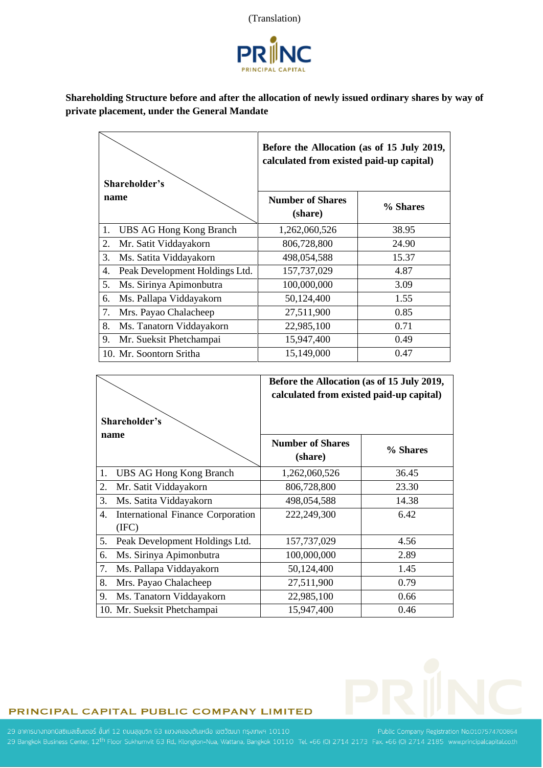(Translation)

PRINC
PRINCIPAL CAPITAL

**Shareholding Structure before and after the allocation of newly issued ordinary shares by way of private placement, under the General Mandate**

| Shareholder's name | Before the Allocation (as of 15 July 2019, calculated from existed paid-up capital) | |
|---|---|---|
| | **Number of Shares (share)** | **% Shares** |
| 1. UBS AG Hong Kong Branch | 1,262,060,526 | 38.95 |
| 2. Mr. Satit Viddayakorn | 806,728,800 | 24.90 |
| 3. Ms. Satita Viddayakorn | 498,054,588 | 15.37 |
| 4. Peak Development Holdings Ltd. | 157,737,029 | 4.87 |
| 5. Ms. Sirinya Apimonbutra | 100,000,000 | 3.09 |
| 6. Ms. Pallapa Viddayakorn | 50,124,400 | 1.55 |
| 7. Mrs. Payao Chalacheep | 27,511,900 | 0.85 |
| 8. Ms. Tanatorn Viddayakorn | 22,985,100 | 0.71 |
| 9. Mr. Sueksit Phetchampai | 15,947,400 | 0.49 |
| 10. Mr. Soontorn Sritha | 15,149,000 | 0.47 |

| Shareholder's name | Before the Allocation (as of 15 July 2019, calculated from existed paid-up capital) | |
|---|---|---|
| | **Number of Shares (share)** | **% Shares** |
| 1. UBS AG Hong Kong Branch | 1,262,060,526 | 36.45 |
| 2. Mr. Satit Viddayakorn | 806,728,800 | 23.30 |
| 3. Ms. Satita Viddayakorn | 498,054,588 | 14.38 |
| 4. International Finance Corporation (IFC) | 222,249,300 | 6.42 |
| 5. Peak Development Holdings Ltd. | 157,737,029 | 4.56 |
| 6. Ms. Sirinya Apimonbutra | 100,000,000 | 2.89 |
| 7. Ms. Pallapa Viddayakorn | 50,124,400 | 1.45 |
| 8. Mrs. Payao Chalacheep | 27,511,900 | 0.79 |
| 9. Ms. Tanatorn Viddayakorn | 22,985,100 | 0.66 |
| 10. Mr. Sueksit Phetchampai | 15,947,400 | 0.46 |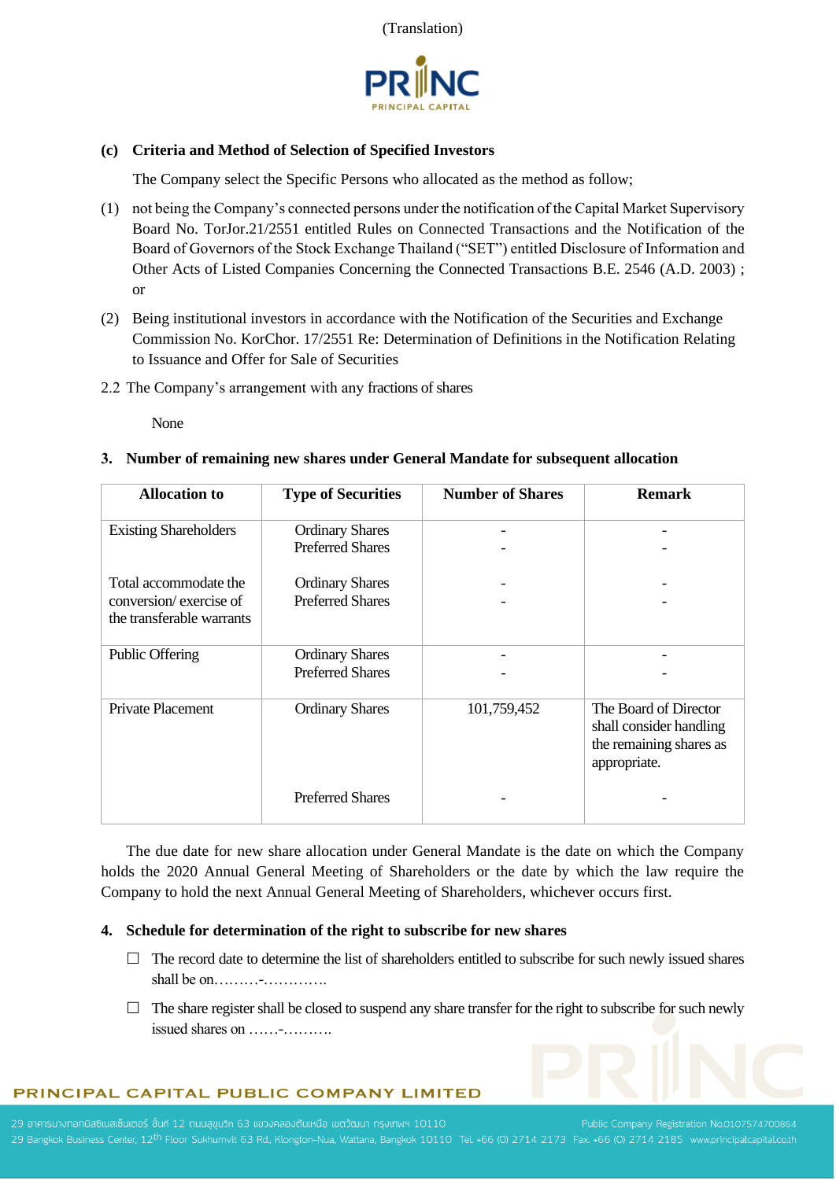(Translation)

**(c) Criteria and Method of Selection of Specified Investors**

The Company select the Specific Persons who allocated as the method as follow;

(1) not being the Company's connected persons under the notification of the Capital Market Supervisory Board No. TorJor.21/2551 entitled Rules on Connected Transactions and the Notification of the Board of Governors of the Stock Exchange Thailand ("SET") entitled Disclosure of Information and Other Acts of Listed Companies Concerning the Connected Transactions B.E. 2546 (A.D. 2003) ; or

(2) Being institutional investors in accordance with the Notification of the Securities and Exchange Commission No. KorChor. 17/2551 Re: Determination of Definitions in the Notification Relating to Issuance and Offer for Sale of Securities

2.2 The Company's arrangement with any fractions of shares

None

**3. Number of remaining new shares under General Mandate for subsequent allocation**

| Allocation to | Type of Securities | Number of Shares | Remark |
|---|---|---|---|
| Existing Shareholders | Ordinary Shares<br>Preferred Shares | -<br>- | -<br>- |
| Total accommodate the conversion/ exercise of the transferable warrants | Ordinary Shares<br>Preferred Shares | -<br>- | -<br>- |
| Public Offering | Ordinary Shares<br>Preferred Shares | -<br>- | -<br>- |
| Private Placement | Ordinary Shares | 101,759,452 | The Board of Director shall consider handling the remaining shares as appropriate. |
| | Preferred Shares | - | - |

The due date for new share allocation under General Mandate is the date on which the Company holds the 2020 Annual General Meeting of Shareholders or the date by which the law require the Company to hold the next Annual General Meeting of Shareholders, whichever occurs first.

**4. Schedule for determination of the right to subscribe for new shares**

☐ The record date to determine the list of shareholders entitled to subscribe for such newly issued shares shall be on………-………….

☐ The share register shall be closed to suspend any share transfer for the right to subscribe for such newly issued shares on ……-……….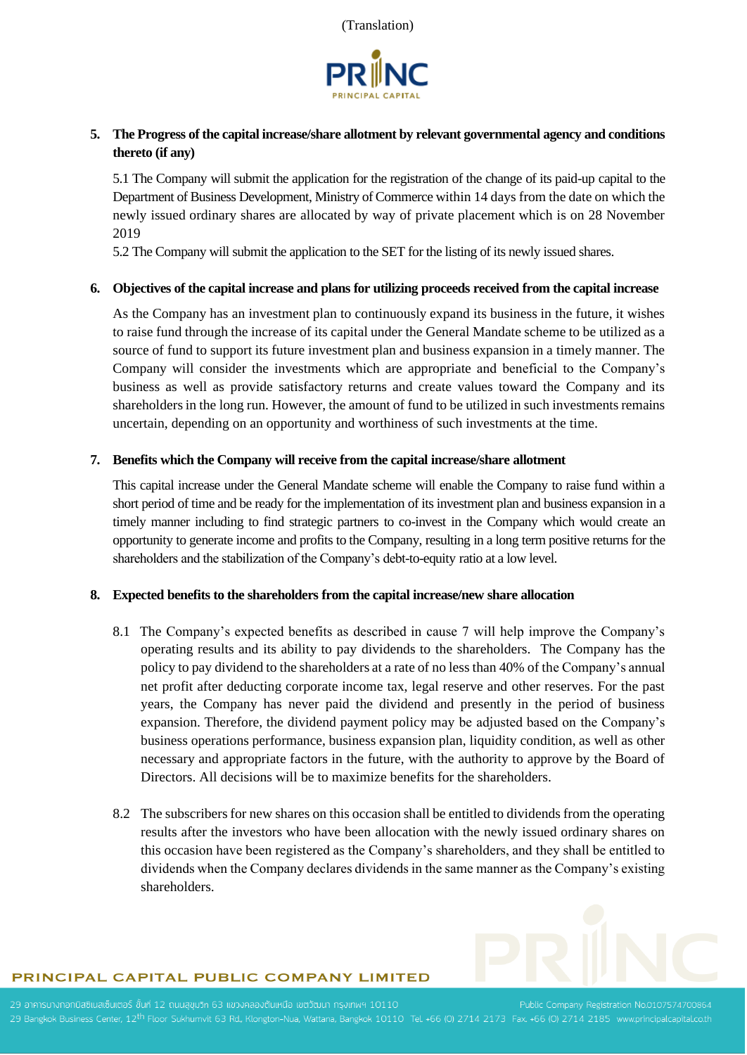(Translation)

## 5. The Progress of the capital increase/share allotment by relevant governmental agency and conditions thereto (if any)

5.1 The Company will submit the application for the registration of the change of its paid-up capital to the Department of Business Development, Ministry of Commerce within 14 days from the date on which the newly issued ordinary shares are allocated by way of private placement which is on 28 November 2019

5.2 The Company will submit the application to the SET for the listing of its newly issued shares.

## 6. Objectives of the capital increase and plans for utilizing proceeds received from the capital increase

As the Company has an investment plan to continuously expand its business in the future, it wishes to raise fund through the increase of its capital under the General Mandate scheme to be utilized as a source of fund to support its future investment plan and business expansion in a timely manner. The Company will consider the investments which are appropriate and beneficial to the Company's business as well as provide satisfactory returns and create values toward the Company and its shareholders in the long run. However, the amount of fund to be utilized in such investments remains uncertain, depending on an opportunity and worthiness of such investments at the time.

## 7. Benefits which the Company will receive from the capital increase/share allotment

This capital increase under the General Mandate scheme will enable the Company to raise fund within a short period of time and be ready for the implementation of its investment plan and business expansion in a timely manner including to find strategic partners to co-invest in the Company which would create an opportunity to generate income and profits to the Company, resulting in a long term positive returns for the shareholders and the stabilization of the Company's debt-to-equity ratio at a low level.

## 8. Expected benefits to the shareholders from the capital increase/new share allocation

8.1 The Company's expected benefits as described in cause 7 will help improve the Company's operating results and its ability to pay dividends to the shareholders. The Company has the policy to pay dividend to the shareholders at a rate of no less than 40% of the Company's annual net profit after deducting corporate income tax, legal reserve and other reserves. For the past years, the Company has never paid the dividend and presently in the period of business expansion. Therefore, the dividend payment policy may be adjusted based on the Company's business operations performance, business expansion plan, liquidity condition, as well as other necessary and appropriate factors in the future, with the authority to approve by the Board of Directors. All decisions will be to maximize benefits for the shareholders.

8.2 The subscribers for new shares on this occasion shall be entitled to dividends from the operating results after the investors who have been allocation with the newly issued ordinary shares on this occasion have been registered as the Company's shareholders, and they shall be entitled to dividends when the Company declares dividends in the same manner as the Company's existing shareholders.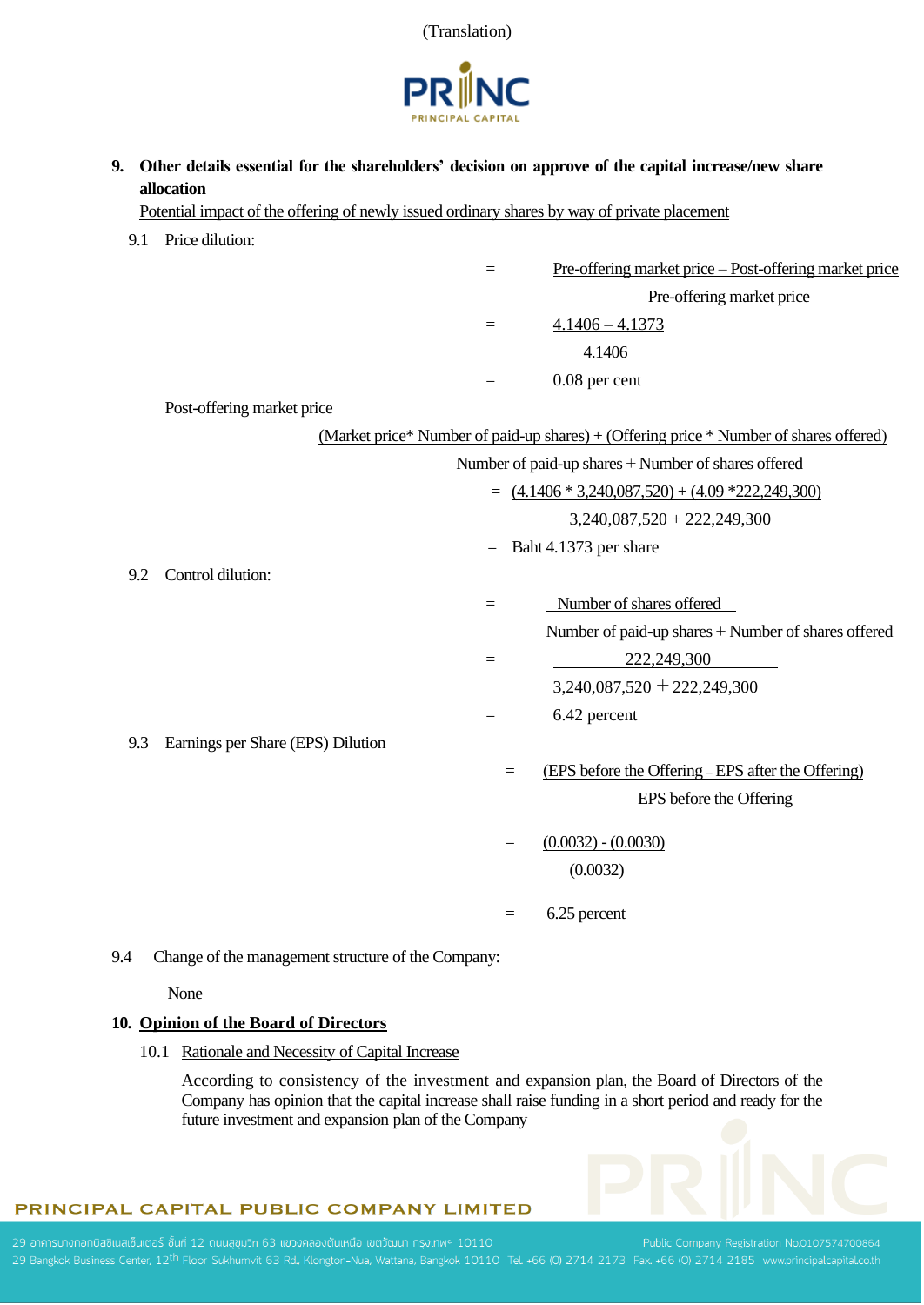(Translation)

**9. Other details essential for the shareholders' decision on approve of the capital increase/new share allocation**

Potential impact of the offering of newly issued ordinary shares by way of private placement

9.1 Price dilution:

$$= \frac{\text{Pre-offering market price} - \text{Post-offering market price}}{\text{Pre-offering market price}}$$

$$= \frac{4.1406 - 4.1373}{4.1406}$$

$$= 0.08 \text{ per cent}$$

Post-offering market price

$$\frac{(\text{Market price} * \text{Number of paid-up shares}) + (\text{Offering price} * \text{Number of shares offered})}{\text{Number of paid-up shares} + \text{Number of shares offered}}$$

$$= \frac{(4.1406 * 3{,}240{,}087{,}520) + (4.09 * 222{,}249{,}300)}{3{,}240{,}087{,}520 + 222{,}249{,}300}$$

$$= \text{Baht } 4.1373 \text{ per share}$$

9.2 Control dilution:

$$= \frac{\text{Number of shares offered}}{\text{Number of paid-up shares} + \text{Number of shares offered}}$$

$$= \frac{222{,}249{,}300}{3{,}240{,}087{,}520 + 222{,}249{,}300}$$

$$= 6.42 \text{ percent}$$

9.3 Earnings per Share (EPS) Dilution

$$= \frac{(\text{EPS before the Offering} - \text{EPS after the Offering})}{\text{EPS before the Offering}}$$

$$= \frac{(0.0032) - (0.0030)}{(0.0032)}$$

$$= 6.25 \text{ percent}$$

9.4 Change of the management structure of the Company:

None

**10. Opinion of the Board of Directors**

10.1 Rationale and Necessity of Capital Increase

According to consistency of the investment and expansion plan, the Board of Directors of the Company has opinion that the capital increase shall raise funding in a short period and ready for the future investment and expansion plan of the Company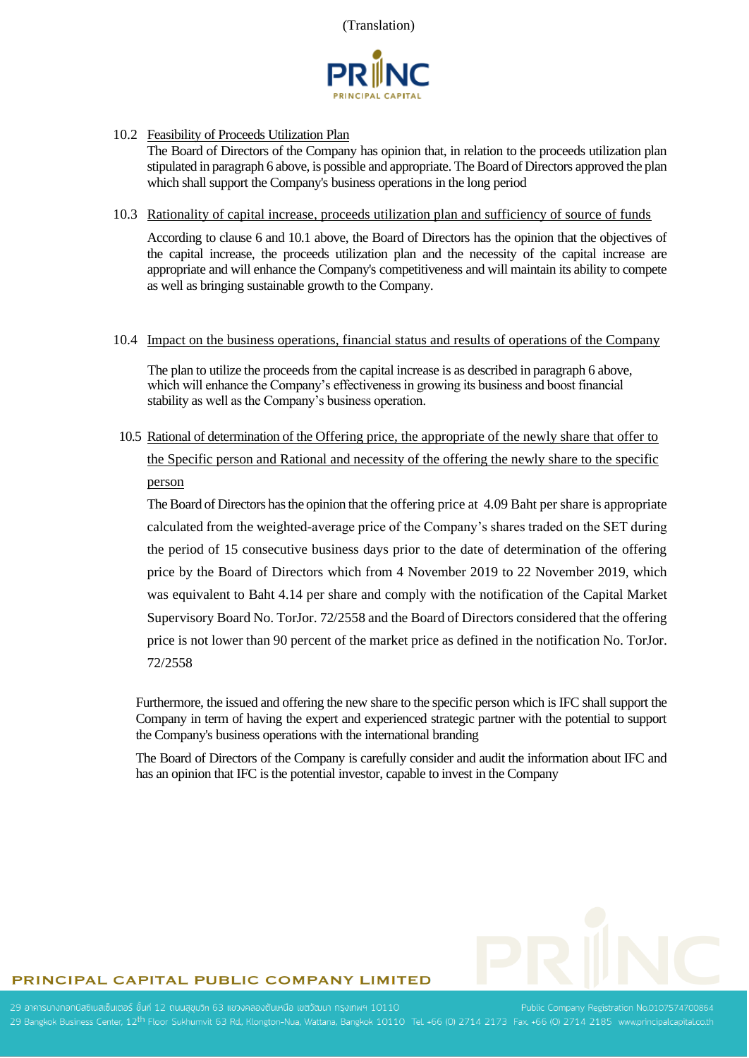(Translation)

10.2 Feasibility of Proceeds Utilization Plan

The Board of Directors of the Company has opinion that, in relation to the proceeds utilization plan stipulated in paragraph 6 above, is possible and appropriate. The Board of Directors approved the plan which shall support the Company's business operations in the long period

10.3 Rationality of capital increase, proceeds utilization plan and sufficiency of source of funds

According to clause 6 and 10.1 above, the Board of Directors has the opinion that the objectives of the capital increase, the proceeds utilization plan and the necessity of the capital increase are appropriate and will enhance the Company's competitiveness and will maintain its ability to compete as well as bringing sustainable growth to the Company.

10.4 Impact on the business operations, financial status and results of operations of the Company

The plan to utilize the proceeds from the capital increase is as described in paragraph 6 above, which will enhance the Company's effectiveness in growing its business and boost financial stability as well as the Company's business operation.

10.5 Rational of determination of the Offering price, the appropriate of the newly share that offer to the Specific person and Rational and necessity of the offering the newly share to the specific person

The Board of Directors has the opinion that the offering price at 4.09 Baht per share is appropriate calculated from the weighted-average price of the Company's shares traded on the SET during the period of 15 consecutive business days prior to the date of determination of the offering price by the Board of Directors which from 4 November 2019 to 22 November 2019, which was equivalent to Baht 4.14 per share and comply with the notification of the Capital Market Supervisory Board No. TorJor. 72/2558 and the Board of Directors considered that the offering price is not lower than 90 percent of the market price as defined in the notification No. TorJor. 72/2558

Furthermore, the issued and offering the new share to the specific person which is IFC shall support the Company in term of having the expert and experienced strategic partner with the potential to support the Company's business operations with the international branding

The Board of Directors of the Company is carefully consider and audit the information about IFC and has an opinion that IFC is the potential investor, capable to invest in the Company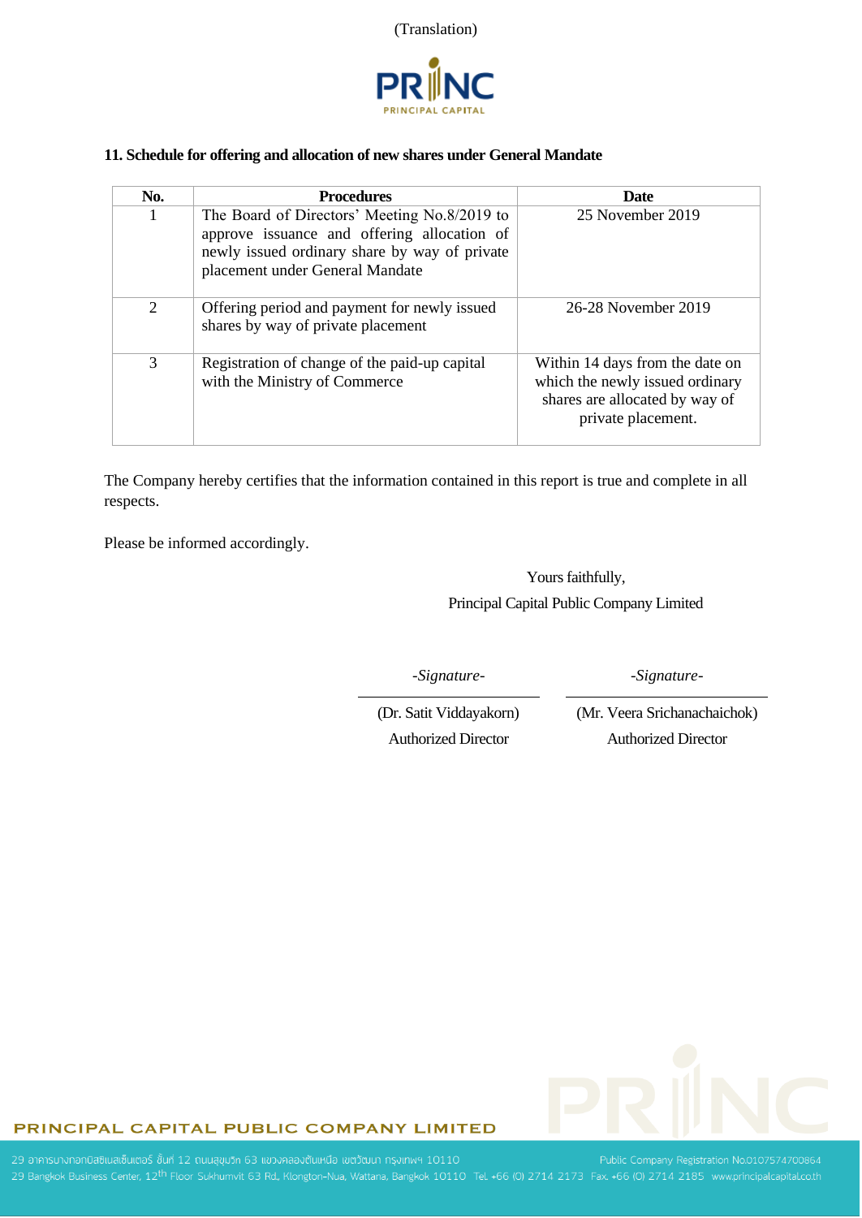(Translation)

## 11. Schedule for offering and allocation of new shares under General Mandate

| No. | Procedures | Date |
|---|---|---|
| 1 | The Board of Directors' Meeting No.8/2019 to approve issuance and offering allocation of newly issued ordinary share by way of private placement under General Mandate | 25 November 2019 |
| 2 | Offering period and payment for newly issued shares by way of private placement | 26-28 November 2019 |
| 3 | Registration of change of the paid-up capital with the Ministry of Commerce | Within 14 days from the date on which the newly issued ordinary shares are allocated by way of private placement. |

The Company hereby certifies that the information contained in this report is true and complete in all respects.

Please be informed accordingly.

Yours faithfully,

Principal Capital Public Company Limited

*-Signature-*

(Dr. Satit Viddayakorn)

Authorized Director

*-Signature-*

(Mr. Veera Srichanachaichok)

Authorized Director